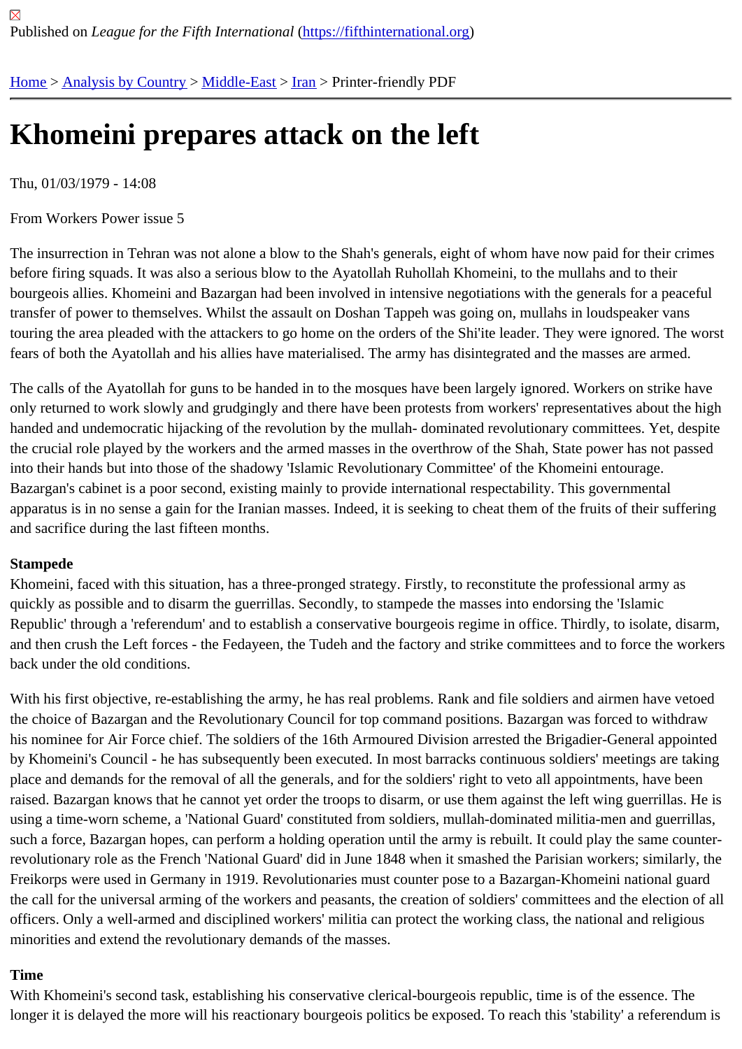Published on *League for the Fifth International* (https://fifthinternational.org)

Home > Analysis by Country > Middle-East > Iran > Printer-friendly PDF

# Khomeini prepares attack on the left

Thu, 01/03/1979 - 14:08

From Workers Power issue 5

The insurrection in Tehran was not alone a blow to the Shah's generals, eight of whom have now paid for their crimes before firing squads. It was also a serious blow to the Ayatollah Ruhollah Khomeini, to the mullahs and to their bourgeois allies. Khomeini and Bazargan had been involved in intensive negotiations with the generals for a peaceful transfer of power to themselves. Whilst the assault on Doshan Tappeh was going on, mullahs in loudspeaker vans touring the area pleaded with the attackers to go home on the orders of the Shi'ite leader. They were ignored. The worst fears of both the Ayatollah and his allies have materialised. The army has disintegrated and the masses are armed.

The calls of the Ayatollah for guns to be handed in to the mosques have been largely ignored. Workers on strike have only returned to work slowly and grudgingly and there have been protests from workers' representatives about the high handed and undemocratic hijacking of the revolution by the mullah- dominated revolutionary committees. Yet, despite the crucial role played by the workers and the armed masses in the overthrow of the Shah, State power has not passed into their hands but into those of the shadowy 'Islamic Revolutionary Committee' of the Khomeini entourage. Bazargan's cabinet is a poor second, existing mainly to provide international respectability. This governmental apparatus is in no sense a gain for the Iranian masses. Indeed, it is seeking to cheat them of the fruits of their suffering and sacrifice during the last fifteen months.

**Stampede**

Khomeini, faced with this situation, has a three-pronged strategy. Firstly, to reconstitute the professional army as quickly as possible and to disarm the guerrillas. Secondly, to stampede the masses into endorsing the 'Islamic Republic' through a 'referendum' and to establish a conservative bourgeois regime in office. Thirdly, to isolate, disarm, and then crush the Left forces - the Fedayeen, the Tudeh and the factory and strike committees and to force the workers back under the old conditions.

With his first objective, re-establishing the army, he has real problems. Rank and file soldiers and airmen have vetoed the choice of Bazargan and the Revolutionary Council for top command positions. Bazargan was forced to withdraw his nominee for Air Force chief. The soldiers of the 16th Armoured Division arrested the Brigadier-General appointed by Khomeini's Council - he has subsequently been executed. In most barracks continuous soldiers' meetings are taking place and demands for the removal of all the generals, and for the soldiers' right to veto all appointments, have been raised. Bazargan knows that he cannot yet order the troops to disarm, or use them against the left wing guerrillas. He is using a time-worn scheme, a 'National Guard' constituted from soldiers, mullah-dominated militia-men and guerrillas, such a force, Bazargan hopes, can perform a holding operation until the army is rebuilt. It could play the same counter-revolutionary role as the French 'National Guard' did in June 1848 when it smashed the Parisian workers; similarly, the Freikorps were used in Germany in 1919. Revolutionaries must counter pose to a Bazargan-Khomeini national guard the call for the universal arming of the workers and peasants, the creation of soldiers' committees and the election of all officers. Only a well-armed and disciplined workers' militia can protect the working class, the national and religious minorities and extend the revolutionary demands of the masses.

**Time**

With Khomeini's second task, establishing his conservative clerical-bourgeois republic, time is of the essence. The longer it is delayed the more will his reactionary bourgeois politics be exposed. To reach this 'stability' a referendum is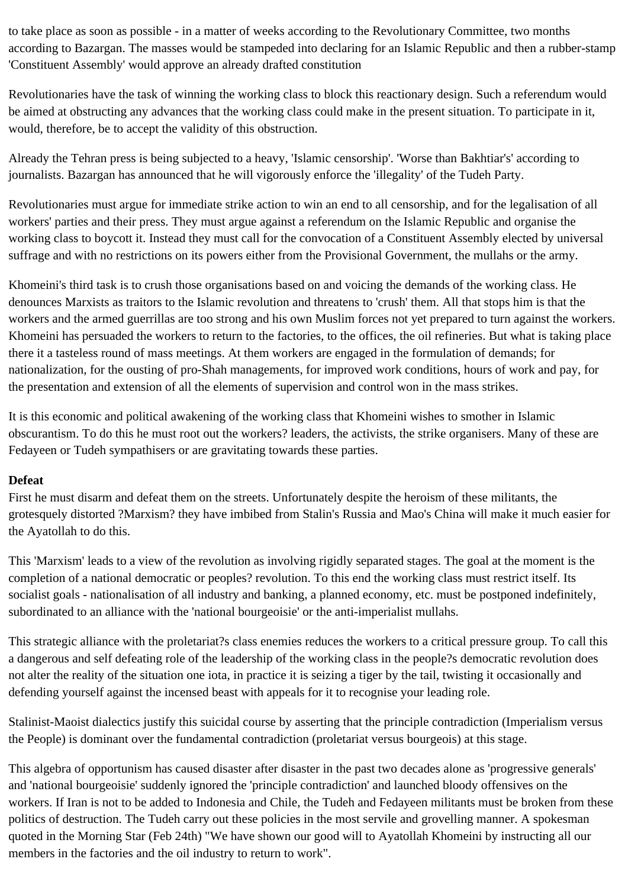to take place as soon as possible - in a matter of weeks according to the Revolutionary Committee, two months according to Bazargan. The masses would be stampeded into declaring for an Islamic Republic and then a rubber-stamp 'Constituent Assembly' would approve an already drafted constitution

Revolutionaries have the task of winning the working class to block this reactionary design. Such a referendum would be aimed at obstructing any advances that the working class could make in the present situation. To participate in it, would, therefore, be to accept the validity of this obstruction.

Already the Tehran press is being subjected to a heavy, 'Islamic censorship'. 'Worse than Bakhtiar's' according to journalists. Bazargan has announced that he will vigorously enforce the 'illegality' of the Tudeh Party.

Revolutionaries must argue for immediate strike action to win an end to all censorship, and for the legalisation of all workers' parties and their press. They must argue against a referendum on the Islamic Republic and organise the working class to boycott it. Instead they must call for the convocation of a Constituent Assembly elected by universal suffrage and with no restrictions on its powers either from the Provisional Government, the mullahs or the army.

Khomeini's third task is to crush those organisations based on and voicing the demands of the working class. He denounces Marxists as traitors to the Islamic revolution and threatens to 'crush' them. All that stops him is that the workers and the armed guerrillas are too strong and his own Muslim forces not yet prepared to turn against the workers. Khomeini has persuaded the workers to return to the factories, to the offices, the oil refineries. But what is taking place there it a tasteless round of mass meetings. At them workers are engaged in the formulation of demands; for nationalization, for the ousting of pro-Shah managements, for improved work conditions, hours of work and pay, for the presentation and extension of all the elements of supervision and control won in the mass strikes.

It is this economic and political awakening of the working class that Khomeini wishes to smother in Islamic obscurantism. To do this he must root out the workers? leaders, the activists, the strike organisers. Many of these are Fedayeen or Tudeh sympathisers or are gravitating towards these parties.

**Defeat**

First he must disarm and defeat them on the streets. Unfortunately despite the heroism of these militants, the grotesquely distorted ?Marxism? they have imbibed from Stalin's Russia and Mao's China will make it much easier for the Ayatollah to do this.

This 'Marxism' leads to a view of the revolution as involving rigidly separated stages. The goal at the moment is the completion of a national democratic or peoples? revolution. To this end the working class must restrict itself. Its socialist goals - nationalisation of all industry and banking, a planned economy, etc. must be postponed indefinitely, subordinated to an alliance with the 'national bourgeoisie' or the anti-imperialist mullahs.

This strategic alliance with the proletariat?s class enemies reduces the workers to a critical pressure group. To call this a dangerous and self defeating role of the leadership of the working class in the people?s democratic revolution does not alter the reality of the situation one iota, in practice it is seizing a tiger by the tail, twisting it occasionally and defending yourself against the incensed beast with appeals for it to recognise your leading role.

Stalinist-Maoist dialectics justify this suicidal course by asserting that the principle contradiction (Imperialism versus the People) is dominant over the fundamental contradiction (proletariat versus bourgeois) at this stage.

This algebra of opportunism has caused disaster after disaster in the past two decades alone as 'progressive generals' and 'national bourgeoisie' suddenly ignored the 'principle contradiction' and launched bloody offensives on the workers. If Iran is not to be added to Indonesia and Chile, the Tudeh and Fedayeen militants must be broken from these politics of destruction. The Tudeh carry out these policies in the most servile and grovelling manner. A spokesman quoted in the Morning Star (Feb 24th) "We have shown our good will to Ayatollah Khomeini by instructing all our members in the factories and the oil industry to return to work".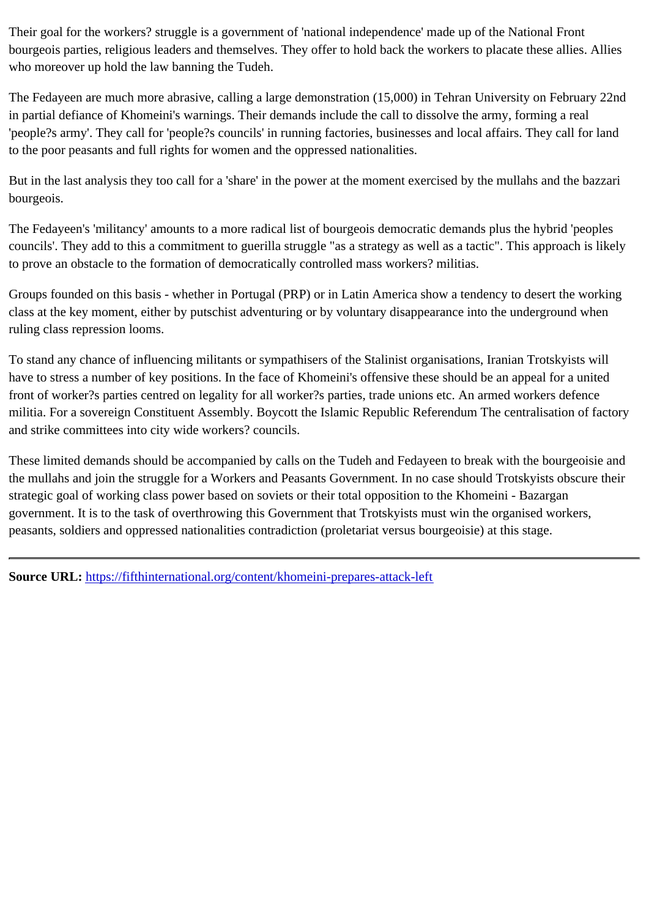Their goal for the workers? struggle is a government of 'national independence' made up of the National Front bourgeois parties, religious leaders and themselves. They offer to hold back the workers to placate these allies. Allies who moreover up hold the law banning the Tudeh.

The Fedayeen are much more abrasive, calling a large demonstration (15,000) in Tehran University on February 22nd in partial defiance of Khomeini's warnings. Their demands include the call to dissolve the army, forming a real 'people?s army'. They call for 'people?s councils' in running factories, businesses and local affairs. They call for land to the poor peasants and full rights for women and the oppressed nationalities.

But in the last analysis they too call for a 'share' in the power at the moment exercised by the mullahs and the bazzari bourgeois.

The Fedayeen's 'militancy' amounts to a more radical list of bourgeois democratic demands plus the hybrid 'peoples councils'. They add to this a commitment to guerilla struggle "as a strategy as well as a tactic". This approach is likely to prove an obstacle to the formation of democratically controlled mass workers? militias.

Groups founded on this basis - whether in Portugal (PRP) or in Latin America show a tendency to desert the working class at the key moment, either by putschist adventuring or by voluntary disappearance into the underground when ruling class repression looms.

To stand any chance of influencing militants or sympathisers of the Stalinist organisations, Iranian Trotskyists will have to stress a number of key positions. In the face of Khomeini's offensive these should be an appeal for a united front of worker?s parties centred on legality for all worker?s parties, trade unions etc. An armed workers defence militia. For a sovereign Constituent Assembly. Boycott the Islamic Republic Referendum The centralisation of factory and strike committees into city wide workers? councils.

These limited demands should be accompanied by calls on the Tudeh and Fedayeen to break with the bourgeoisie and the mullahs and join the struggle for a Workers and Peasants Government. In no case should Trotskyists obscure their strategic goal of working class power based on soviets or their total opposition to the Khomeini - Bazargan government. It is to the task of overthrowing this Government that Trotskyists must win the organised workers, peasants, soldiers and oppressed nationalities contradiction (proletariat versus bourgeoisie) at this stage.

---

**Source URL:** https://fifthinternational.org/content/khomeini-prepares-attack-left